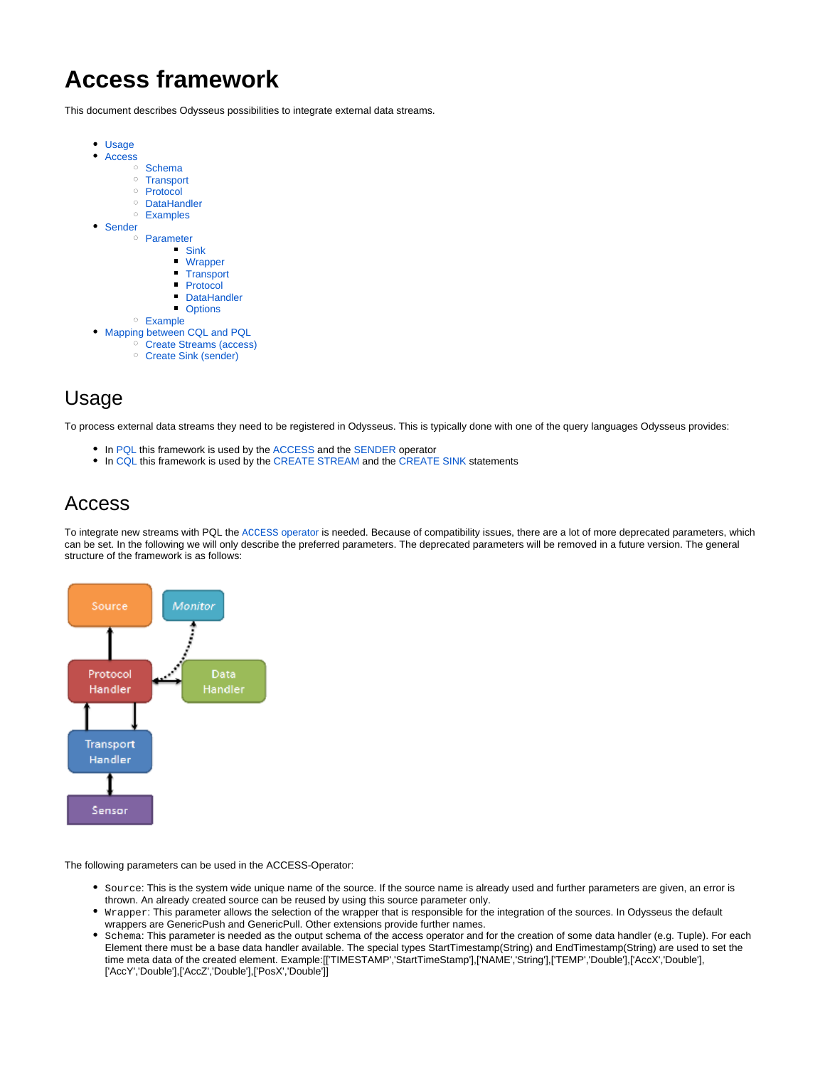# Access framework

This document describes Odysseus possibilities to integrate external data streams.

- Usage
- Access
  - Schema
  - Transport
  - Protocol
  - DataHandler
  - Examples
- Sender
  - Parameter
    - Sink
    - Wrapper
    - Transport
    - Protocol
    - DataHandler
    - Options
  - Example
- Mapping between CQL and PQL
  - Create Streams (access)
  - Create Sink (sender)

## Usage

To process external data streams they need to be registered in Odysseus. This is typically done with one of the query languages Odysseus provides:

- In PQL this framework is used by the ACCESS and the SENDER operator
- In CQL this framework is used by the CREATE STREAM and the CREATE SINK statements

## Access

To integrate new streams with PQL the `ACCESS` operator is needed. Because of compatibility issues, there are a lot of more deprecated parameters, which can be set. In the following we will only describe the preferred parameters. The deprecated parameters will be removed in a future version. The general structure of the framework is as follows:

The following parameters can be used in the ACCESS-Operator:

- `Source`: This is the system wide unique name of the source. If the source name is already used and further parameters are given, an error is thrown. An already created source can be reused by using this source parameter only.
- `Wrapper`: This parameter allows the selection of the wrapper that is responsible for the integration of the sources. In Odysseus the default wrappers are GenericPush and GenericPull. Other extensions provide further names.
- `Schema`: This parameter is needed as the output schema of the access operator and for the creation of some data handler (e.g. Tuple). For each Element there must be a base data handler available. The special types StartTimestamp(String) and EndTimestamp(String) are used to set the time meta data of the created element. Example:[['TIMESTAMP','StartTimeStamp'],['NAME','String'],['TEMP','Double'],['AccX','Double'],['AccY','Double'],['AccZ','Double'],['PosX','Double']]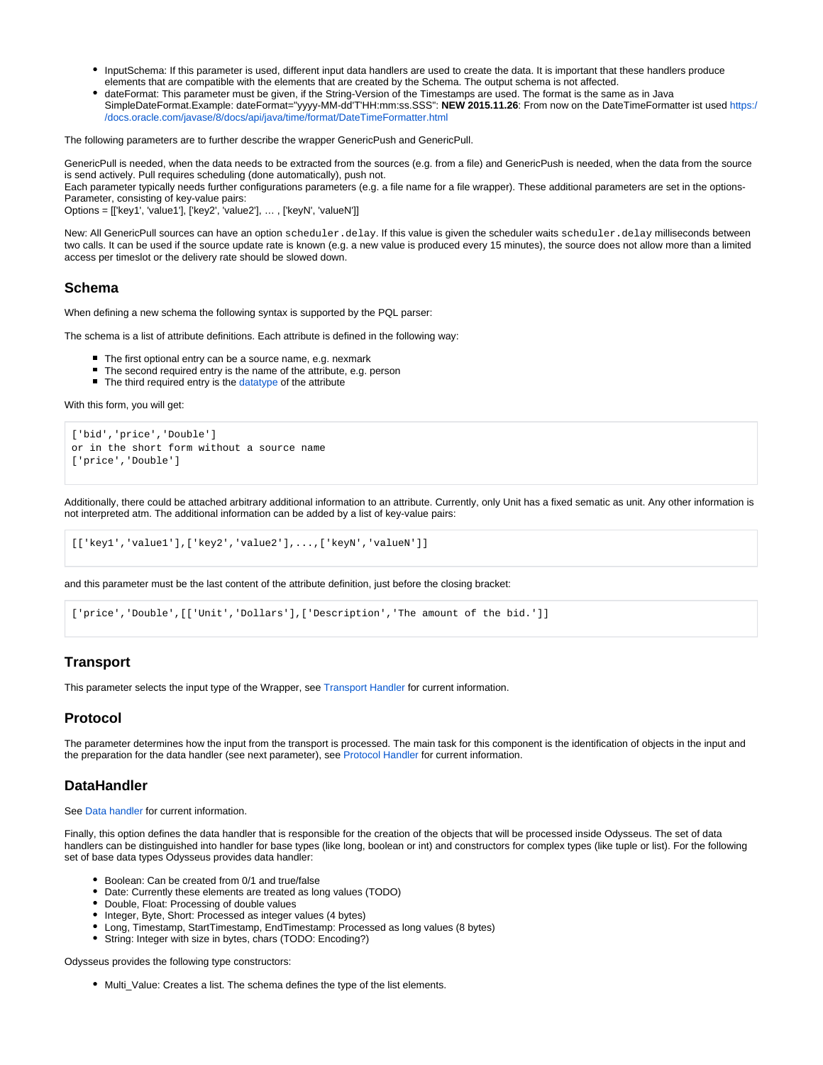- InputSchema: If this parameter is used, different input data handlers are used to create the data. It is important that these handlers produce elements that are compatible with the elements that are created by the Schema. The output schema is not affected.
- dateFormat: This parameter must be given, if the String-Version of the Timestamps are used. The format is the same as in Java SimpleDateFormat.Example: dateFormat="yyyy-MM-dd'T'HH:mm:ss.SSS": **NEW 2015.11.26**: From now on the DateTimeFormatter ist used https://docs.oracle.com/javase/8/docs/api/java/time/format/DateTimeFormatter.html

The following parameters are to further describe the wrapper GenericPush and GenericPull.

GenericPull is needed, when the data needs to be extracted from the sources (e.g. from a file) and GenericPush is needed, when the data from the source is send actively. Pull requires scheduling (done automatically), push not.
Each parameter typically needs further configurations parameters (e.g. a file name for a file wrapper). These additional parameters are set in the options-Parameter, consisting of key-value pairs:
Options = [['key1', 'value1'], ['key2', 'value2'], … , ['keyN', 'valueN']]

New: All GenericPull sources can have an option `scheduler.delay`. If this value is given the scheduler waits `scheduler.delay` milliseconds between two calls. It can be used if the source update rate is known (e.g. a new value is produced every 15 minutes), the source does not allow more than a limited access per timeslot or the delivery rate should be slowed down.

## Schema

When defining a new schema the following syntax is supported by the PQL parser:

The schema is a list of attribute definitions. Each attribute is defined in the following way:

- The first optional entry can be a source name, e.g. nexmark
- The second required entry is the name of the attribute, e.g. person
- The third required entry is the datatype of the attribute

With this form, you will get:

```
['bid','price','Double']
or in the short form without a source name
['price','Double']
```

Additionally, there could be attached arbitrary additional information to an attribute. Currently, only Unit has a fixed sematic as unit. Any other information is not interpreted atm. The additional information can be added by a list of key-value pairs:

```
[['key1','value1'],['key2','value2'],...,['keyN','valueN']]
```

and this parameter must be the last content of the attribute definition, just before the closing bracket:

```
['price','Double',[['Unit','Dollars'],['Description','The amount of the bid.']]
```

## Transport

This parameter selects the input type of the Wrapper, see Transport Handler for current information.

## Protocol

The parameter determines how the input from the transport is processed. The main task for this component is the identification of objects in the input and the preparation for the data handler (see next parameter), see Protocol Handler for current information.

## DataHandler

See Data handler for current information.

Finally, this option defines the data handler that is responsible for the creation of the objects that will be processed inside Odysseus. The set of data handlers can be distinguished into handler for base types (like long, boolean or int) and constructors for complex types (like tuple or list). For the following set of base data types Odysseus provides data handler:

- Boolean: Can be created from 0/1 and true/false
- Date: Currently these elements are treated as long values (TODO)
- Double, Float: Processing of double values
- Integer, Byte, Short: Processed as integer values (4 bytes)
- Long, Timestamp, StartTimestamp, EndTimestamp: Processed as long values (8 bytes)
- String: Integer with size in bytes, chars (TODO: Encoding?)

Odysseus provides the following type constructors:

- Multi_Value: Creates a list. The schema defines the type of the list elements.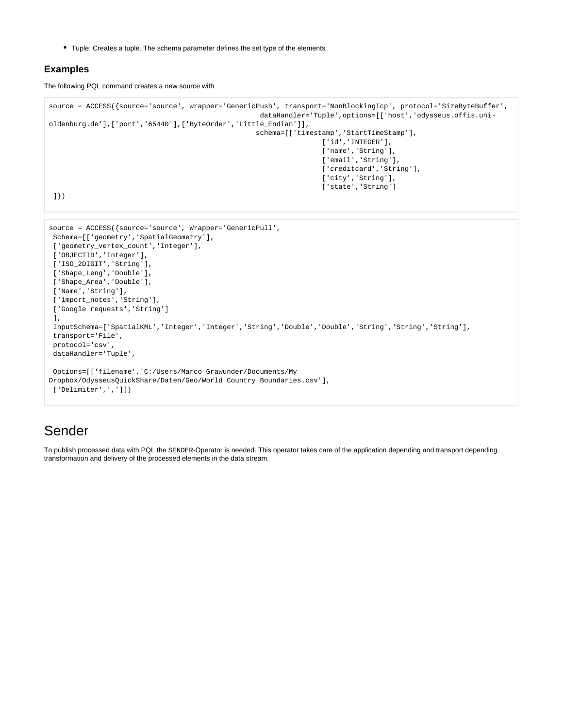- Tuple: Creates a tuple. The schema parameter defines the set type of the elements

### Examples

The following PQL command creates a new source with

```
source = ACCESS({source='source', wrapper='GenericPush', transport='NonBlockingTcp', protocol='SizeByteBuffer',
                                                    dataHandler='Tuple',options=[['host','odysseus.offis.uni-
oldenburg.de'],['port','65440'],['ByteOrder','Little_Endian']],
                                                   schema=[['timestamp','StartTimeStamp'],
                                                                   ['id','INTEGER'],
                                                                   ['name','String'],
                                                                   ['email','String'],
                                                                   ['creditcard','String'],
                                                                   ['city','String'],
                                                                   ['state','String']
 ]})
```

```
source = ACCESS({source='source', Wrapper='GenericPull',
 Schema=[['geometry','SpatialGeometry'],
 ['geometry_vertex_count','Integer'],
 ['OBJECTID','Integer'],
 ['ISO_2DIGIT','String'],
 ['Shape_Leng','Double'],
 ['Shape_Area','Double'],
 ['Name','String'],
 ['import_notes','String'],
 ['Google requests','String']
 ],
 InputSchema=['SpatialKML','Integer','Integer','String','Double','Double','String','String','String'],
 transport='File',
 protocol='csv',
 dataHandler='Tuple',

 Options=[['filename','C:/Users/Marco Grawunder/Documents/My
Dropbox/OdysseusQuickShare/Daten/Geo/World Country Boundaries.csv'],
 ['Delimiter',',']]}
```

# Sender

To publish processed data with PQL the SENDER-Operator is needed. This operator takes care of the application depending and transport depending transformation and delivery of the processed elements in the data stream.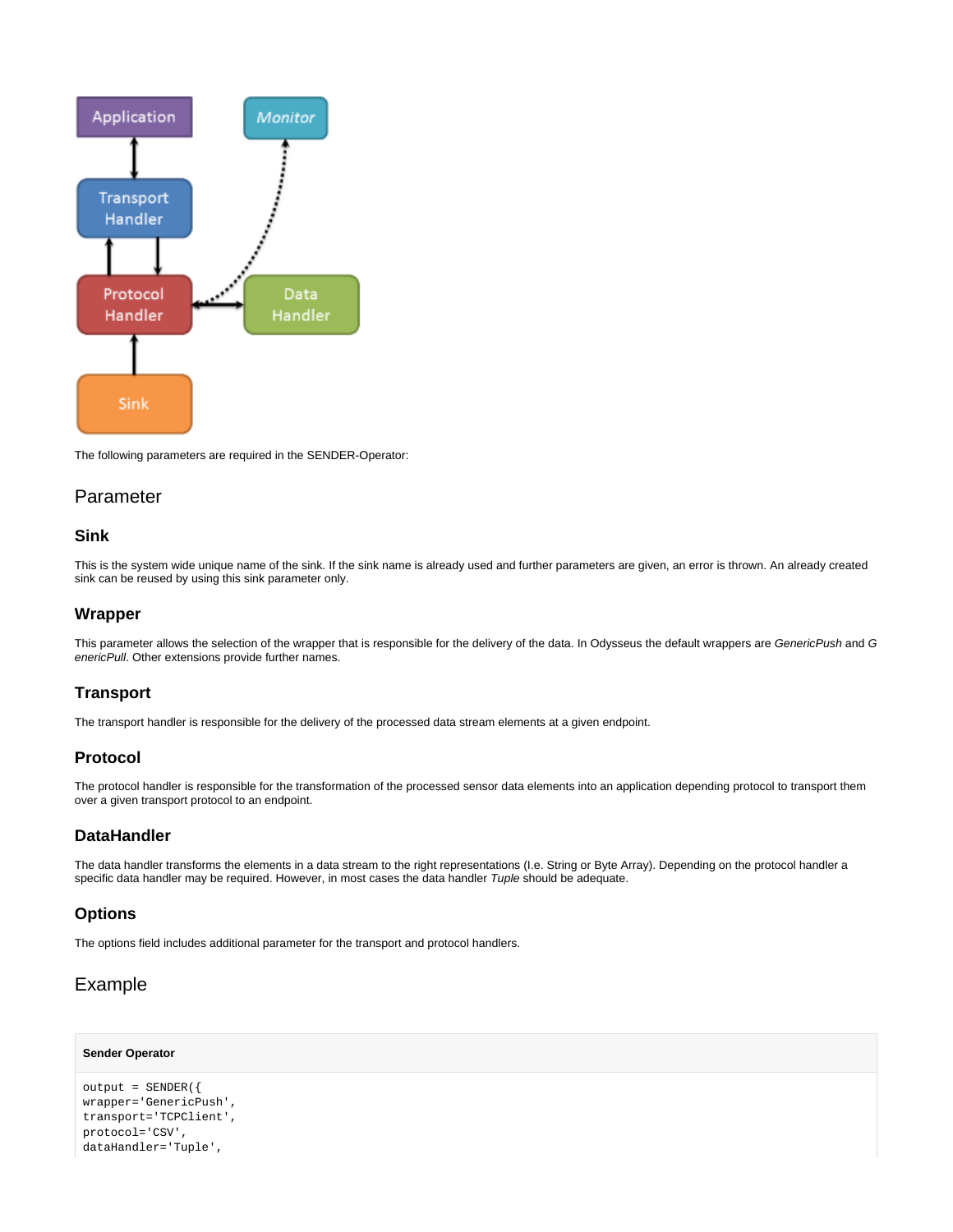The following parameters are required in the SENDER-Operator:

## Parameter

### Sink

This is the system wide unique name of the sink. If the sink name is already used and further parameters are given, an error is thrown. An already created sink can be reused by using this sink parameter only.

### Wrapper

This parameter allows the selection of the wrapper that is responsible for the delivery of the data. In Odysseus the default wrappers are *GenericPush* and *GenericPull*. Other extensions provide further names.

### Transport

The transport handler is responsible for the delivery of the processed data stream elements at a given endpoint.

### Protocol

The protocol handler is responsible for the transformation of the processed sensor data elements into an application depending protocol to transport them over a given transport protocol to an endpoint.

### DataHandler

The data handler transforms the elements in a data stream to the right representations (I.e. String or Byte Array). Depending on the protocol handler a specific data handler may be required. However, in most cases the data handler *Tuple* should be adequate.

### Options

The options field includes additional parameter for the transport and protocol handlers.

## Example

**Sender Operator**

```
output = SENDER({
wrapper='GenericPush',
transport='TCPClient',
protocol='CSV',
dataHandler='Tuple',
```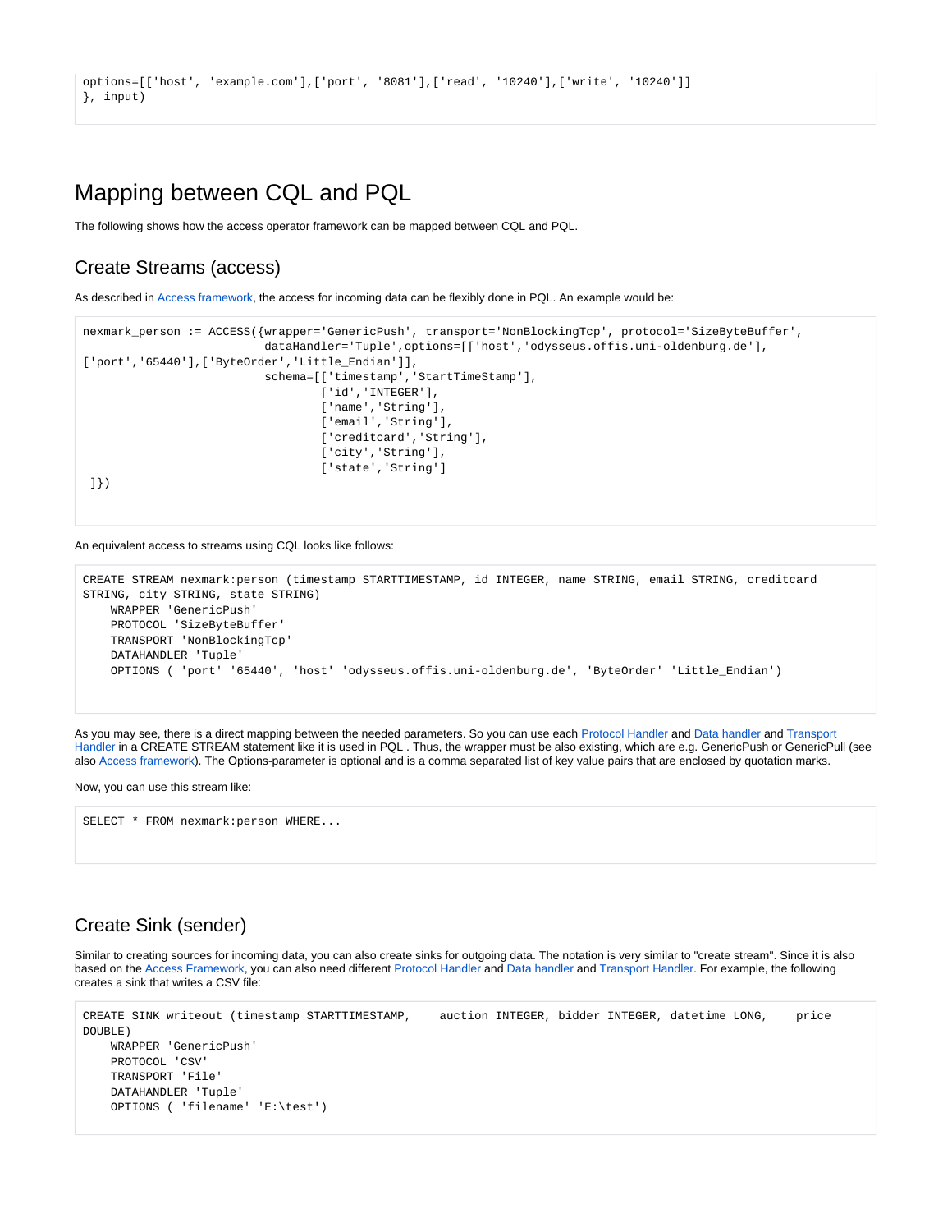```
options=[['host', 'example.com'],['port', '8081'],['read', '10240'],['write', '10240']]
}, input)
```

# Mapping between CQL and PQL

The following shows how the access operator framework can be mapped between CQL and PQL.

## Create Streams (access)

As described in Access framework, the access for incoming data can be flexibly done in PQL. An example would be:

```
nexmark_person := ACCESS({wrapper='GenericPush', transport='NonBlockingTcp', protocol='SizeByteBuffer',
                          dataHandler='Tuple',options=[['host','odysseus.offis.uni-oldenburg.de'],
['port','65440'],['ByteOrder','Little_Endian']],
                          schema=[['timestamp','StartTimeStamp'],
                                  ['id','INTEGER'],
                                  ['name','String'],
                                  ['email','String'],
                                  ['creditcard','String'],
                                  ['city','String'],
                                  ['state','String']
 ]})
```

An equivalent access to streams using CQL looks like follows:

```
CREATE STREAM nexmark:person (timestamp STARTTIMESTAMP, id INTEGER, name STRING, email STRING, creditcard
STRING, city STRING, state STRING)
    WRAPPER 'GenericPush'
    PROTOCOL 'SizeByteBuffer'
    TRANSPORT 'NonBlockingTcp'
    DATAHANDLER 'Tuple'
    OPTIONS ( 'port' '65440', 'host' 'odysseus.offis.uni-oldenburg.de', 'ByteOrder' 'Little_Endian')
```

As you may see, there is a direct mapping between the needed parameters. So you can use each Protocol Handler and Data handler and Transport Handler in a CREATE STREAM statement like it is used in PQL . Thus, the wrapper must be also existing, which are e.g. GenericPush or GenericPull (see also Access framework). The Options-parameter is optional and is a comma separated list of key value pairs that are enclosed by quotation marks.

Now, you can use this stream like:

```
SELECT * FROM nexmark:person WHERE...
```

## Create Sink (sender)

Similar to creating sources for incoming data, you can also create sinks for outgoing data. The notation is very similar to "create stream". Since it is also based on the Access Framework, you can also need different Protocol Handler and Data handler and Transport Handler. For example, the following creates a sink that writes a CSV file:

```
CREATE SINK writeout (timestamp STARTTIMESTAMP,    auction INTEGER, bidder INTEGER, datetime LONG,    price
DOUBLE)
    WRAPPER 'GenericPush'
    PROTOCOL 'CSV'
    TRANSPORT 'File'
    DATAHANDLER 'Tuple'
    OPTIONS ( 'filename' 'E:\test')
```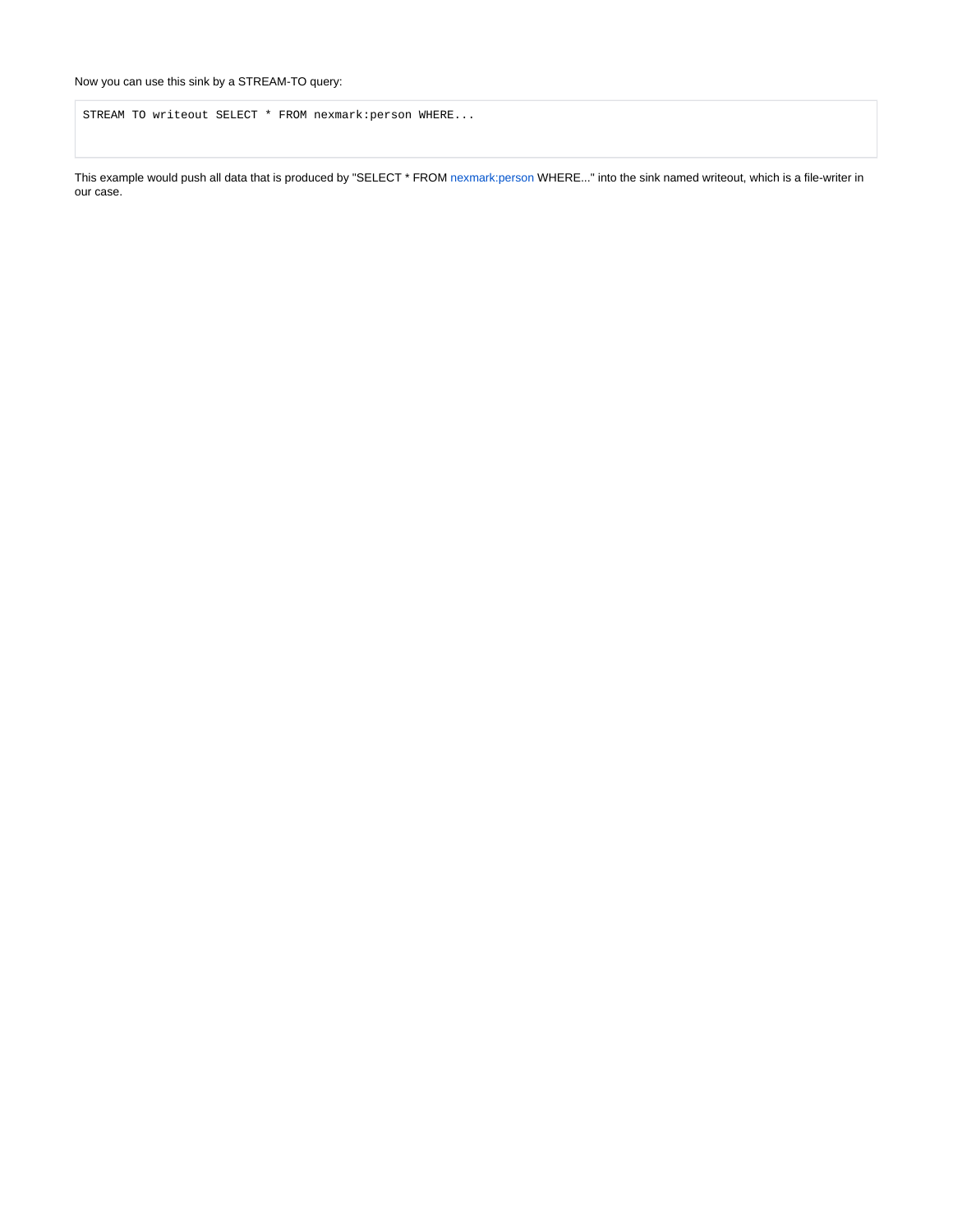Now you can use this sink by a STREAM-TO query:

```
STREAM TO writeout SELECT * FROM nexmark:person WHERE...
```

This example would push all data that is produced by "SELECT * FROM nexmark:person WHERE..." into the sink named writeout, which is a file-writer in our case.